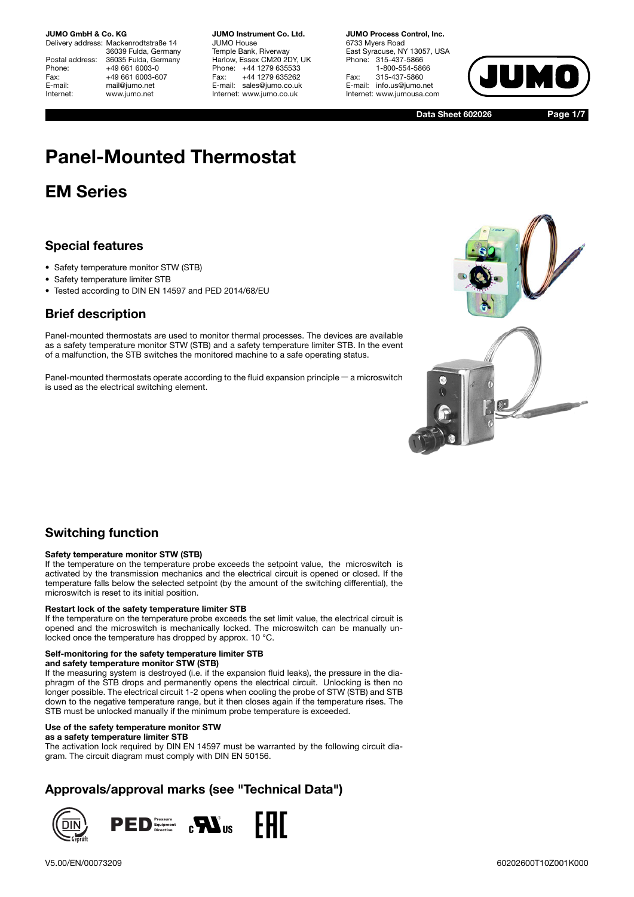**JUMO GmbH & Co. KG**
Delivery address: Mackenrodtstraße 14
36039 Fulda, Germany
Postal address: 36035 Fulda, Germany
Phone: +49 661 6003-0
Fax: +49 661 6003-607
E-mail: mail@jumo.net
Internet: www.jumo.net

**JUMO Instrument Co. Ltd.**
JUMO House
Temple Bank, Riverway
Harlow, Essex CM20 2DY, UK
Phone: +44 1279 635533
Fax: +44 1279 635262
E-mail: sales@jumo.co.uk
Internet: www.jumo.co.uk

**JUMO Process Control, Inc.**
6733 Myers Road
East Syracuse, NY 13057, USA
Phone: 315-437-5866
1-800-554-5866
Fax: 315-437-5860
E-mail: info.us@jumo.net
Internet: www.jumousa.com

**Data Sheet 602026**

# Panel-Mounted Thermostat

# EM Series

## Special features

- Safety temperature monitor STW (STB)
- Safety temperature limiter STB
- Tested according to DIN EN 14597 and PED 2014/68/EU

## Brief description

Panel-mounted thermostats are used to monitor thermal processes. The devices are available as a safety temperature monitor STW (STB) and a safety temperature limiter STB. In the event of a malfunction, the STB switches the monitored machine to a safe operating status.

Panel-mounted thermostats operate according to the fluid expansion principle — a microswitch is used as the electrical switching element.

## Switching function

**Safety temperature monitor STW (STB)**
If the temperature on the temperature probe exceeds the setpoint value, the microswitch is activated by the transmission mechanics and the electrical circuit is opened or closed. If the temperature falls below the selected setpoint (by the amount of the switching differential), the microswitch is reset to its initial position.

**Restart lock of the safety temperature limiter STB**
If the temperature on the temperature probe exceeds the set limit value, the electrical circuit is opened and the microswitch is mechanically locked. The microswitch can be manually unlocked once the temperature has dropped by approx. 10 °C.

**Self-monitoring for the safety temperature limiter STB and safety temperature monitor STW (STB)**
If the measuring system is destroyed (i.e. if the expansion fluid leaks), the pressure in the diaphragm of the STB drops and permanently opens the electrical circuit. Unlocking is then no longer possible. The electrical circuit 1-2 opens when cooling the probe of STW (STB) and STB down to the negative temperature range, but it then closes again if the temperature rises. The STB must be unlocked manually if the minimum probe temperature is exceeded.

**Use of the safety temperature monitor STW as a safety temperature limiter STB**
The activation lock required by DIN EN 14597 must be warranted by the following circuit diagram. The circuit diagram must comply with DIN EN 50156.

## Approvals/approval marks (see "Technical Data")

V5.00/EN/00073209

60202600T10Z001K000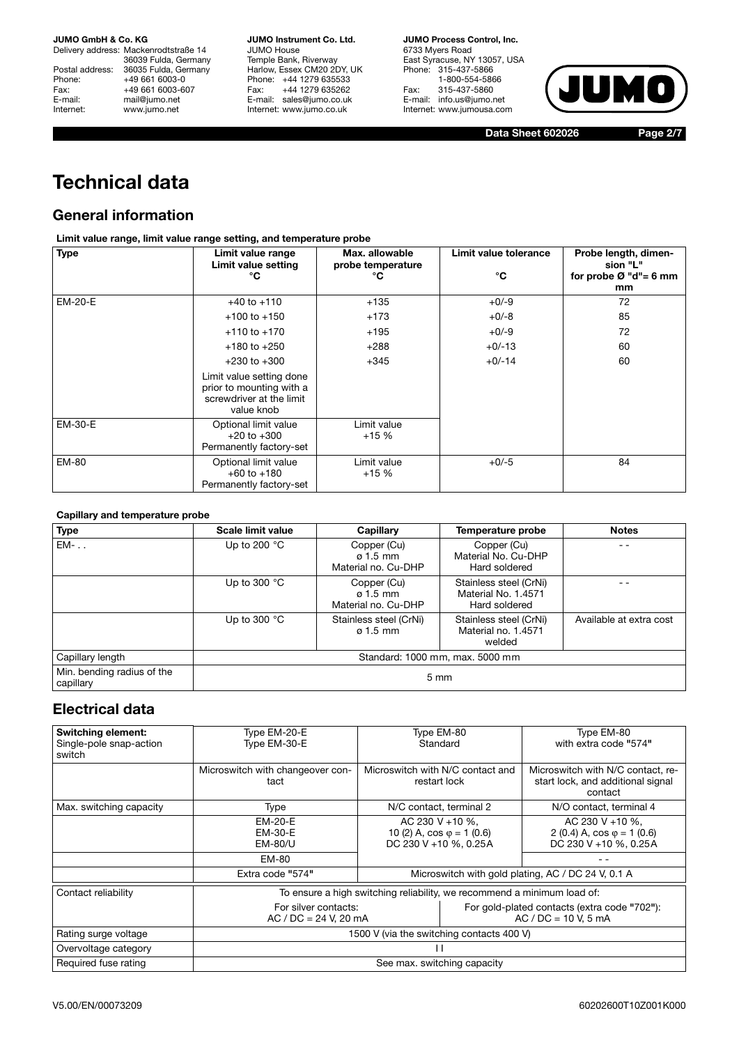# Technical data

## General information

**Limit value range, limit value range setting, and temperature probe**

| Type | Limit value range<br>Limit value setting<br>°C | Max. allowable probe temperature<br>°C | Limit value tolerance<br>°C | Probe length, dimension "L"<br>for probe Ø "d"= 6 mm<br>mm |
|---|---|---|---|---|
| EM-20-E | +40 to +110 | +135 | +0/-9 | 72 |
| | +100 to +150 | +173 | +0/-8 | 85 |
| | +110 to +170 | +195 | +0/-9 | 72 |
| | +180 to +250 | +288 | +0/-13 | 60 |
| | +230 to +300 | +345 | +0/-14 | 60 |
| | Limit value setting done prior to mounting with a screwdriver at the limit value knob | | | |
| EM-30-E | Optional limit value<br>+20 to +300<br>Permanently factory-set | Limit value<br>+15 % | | |
| EM-80 | Optional limit value<br>+60 to +180<br>Permanently factory-set | Limit value<br>+15 % | +0/-5 | 84 |

**Capillary and temperature probe**

| Type | Scale limit value | Capillary | Temperature probe | Notes |
|---|---|---|---|---|
| EM- . . | Up to 200 °C | Copper (Cu)<br>ø 1.5 mm<br>Material no. Cu-DHP | Copper (Cu)<br>Material No. Cu-DHP<br>Hard soldered | - - |
| | Up to 300 °C | Copper (Cu)<br>ø 1.5 mm<br>Material no. Cu-DHP | Stainless steel (CrNi)<br>Material No. 1.4571<br>Hard soldered | - - |
| | Up to 300 °C | Stainless steel (CrNi)<br>ø 1.5 mm | Stainless steel (CrNi)<br>Material no. 1.4571<br>welded | Available at extra cost |
| Capillary length | Standard: 1000 mm, max. 5000 mm | | | |
| Min. bending radius of the capillary | 5 mm | | | |

## Electrical data

| Switching element:<br>Single-pole snap-action switch | Type EM-20-E<br>Type EM-30-E | Type EM-80<br>Standard | Type EM-80<br>with extra code "574" |
|---|---|---|---|
| | Microswitch with changeover contact | Microswitch with N/C contact and restart lock | Microswitch with N/C contact, restart lock, and additional signal contact |
| Max. switching capacity | Type | N/C contact, terminal 2 | N/O contact, terminal 4 |
| | EM-20-E<br>EM-30-E<br>EM-80/U | AC 230 V +10 %,<br>10 (2) A, cos φ = 1 (0.6)<br>DC 230 V +10 %, 0.25A | AC 230 V +10 %,<br>2 (0.4) A, cos φ = 1 (0.6)<br>DC 230 V +10 %, 0.25A |
| | EM-80 | | - - |
| | Extra code "574" | Microswitch with gold plating, AC / DC 24 V, 0.1 A | |
| Contact reliability | To ensure a high switching reliability, we recommend a minimum load of: | | |
| | For silver contacts:<br>AC / DC = 24 V, 20 mA | | For gold-plated contacts (extra code "702"):<br>AC / DC = 10 V, 5 mA |
| Rating surge voltage | 1500 V (via the switching contacts 400 V) | | |
| Overvoltage category | II | | |
| Required fuse rating | See max. switching capacity | | |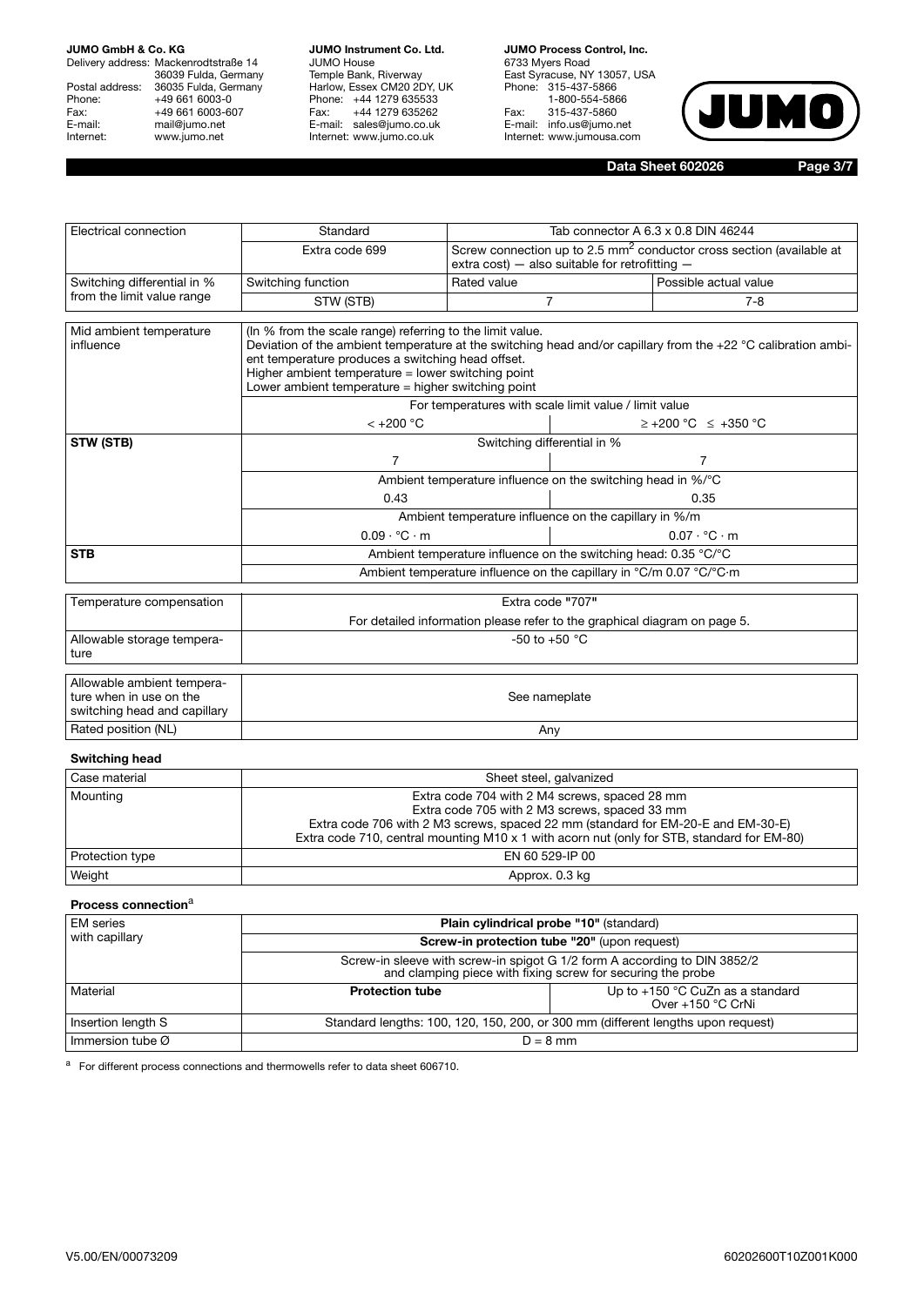| Electrical connection | Standard | Tab connector A 6.3 x 0.8 DIN 46244 | |
|---|---|---|---|
| | Extra code 699 | Screw connection up to 2.5 mm$^2$ conductor cross section (available at extra cost) — also suitable for retrofitting — | |
| Switching differential in % from the limit value range | Switching function | Rated value | Possible actual value |
| | STW (STB) | 7 | 7-8 |

| Mid ambient temperature influence | (In % from the scale range) referring to the limit value. Deviation of the ambient temperature at the switching head and/or capillary from the +22 °C calibration ambient temperature produces a switching head offset. Higher ambient temperature = lower switching point Lower ambient temperature = higher switching point | |
|---|---|---|
| | For temperatures with scale limit value / limit value | |
| | < +200 °C | ≥ +200 °C ≤ +350 °C |
| **STW (STB)** | Switching differential in % | |
| | 7 | 7 |
| | Ambient temperature influence on the switching head in %/°C | |
| | 0.43 | 0.35 |
| | Ambient temperature influence on the capillary in %/m | |
| | 0.09 · °C · m | 0.07 · °C · m |
| **STB** | Ambient temperature influence on the switching head: 0.35 °C/°C | |
| | Ambient temperature influence on the capillary in °C/m 0.07 °C/°C·m | |

| Temperature compensation | Extra code "707" For detailed information please refer to the graphical diagram on page 5. |
|---|---|
| Allowable storage temperature | -50 to +50 °C |
| Allowable ambient temperature when in use on the switching head and capillary | See nameplate |
| Rated position (NL) | Any |

### Switching head

| Case material | Sheet steel, galvanized |
|---|---|
| Mounting | Extra code 704 with 2 M4 screws, spaced 28 mm<br>Extra code 705 with 2 M3 screws, spaced 33 mm<br>Extra code 706 with 2 M3 screws, spaced 22 mm (standard for EM-20-E and EM-30-E)<br>Extra code 710, central mounting M10 x 1 with acorn nut (only for STB, standard for EM-80) |
| Protection type | EN 60 529-IP 00 |
| Weight | Approx. 0.3 kg |

### Process connection[a]

| EM series with capillary | **Plain cylindrical probe "10"** (standard) | |
|---|---|---|
| | **Screw-in protection tube "20"** (upon request) | |
| | Screw-in sleeve with screw-in spigot G 1/2 form A according to DIN 3852/2 and clamping piece with fixing screw for securing the probe | |
| Material | **Protection tube** | Up to +150 °C CuZn as a standard<br>Over +150 °C CrNi |
| Insertion length S | Standard lengths: 100, 120, 150, 200, or 300 mm (different lengths upon request) | |
| Immersion tube Ø | D = 8 mm | |

[a] For different process connections and thermowells refer to data sheet 606710.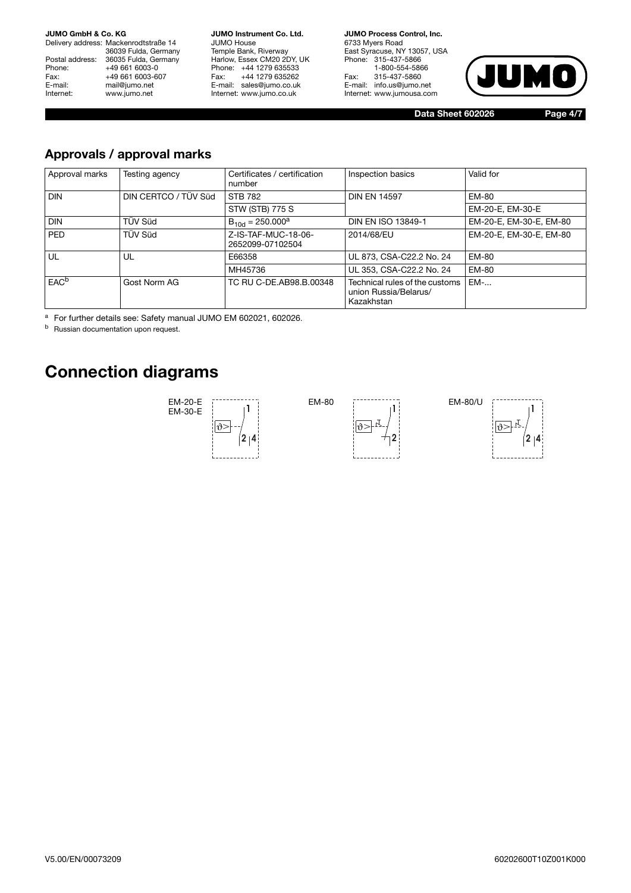## Approvals / approval marks

| Approval marks | Testing agency | Certificates / certification number | Inspection basics | Valid for |
|---|---|---|---|---|
| DIN | DIN CERTCO / TÜV Süd | STB 782 | DIN EN 14597 | EM-80 |
| | | STW (STB) 775 S | | EM-20-E, EM-30-E |
| DIN | TÜV Süd | $B_{10d}$ = 250.000[a] | DIN EN ISO 13849-1 | EM-20-E, EM-30-E, EM-80 |
| PED | TÜV Süd | Z-IS-TAF-MUC-18-06-2652099-07102504 | 2014/68/EU | EM-20-E, EM-30-E, EM-80 |
| UL | UL | E66358 | UL 873, CSA-C22.2 No. 24 | EM-80 |
| | | MH45736 | UL 353, CSA-C22.2 No. 24 | EM-80 |
| EAC[b] | Gost Norm AG | TC RU C-DE.AB98.B.00348 | Technical rules of the customs union Russia/Belarus/Kazakhstan | EM-... |

[a] For further details see: Safety manual JUMO EM 602021, 602026.

[b] Russian documentation upon request.

# Connection diagrams

EM-20-E
EM-30-E

EM-80

EM-80/U

V5.00/EN/00073209

60202600T10Z001K000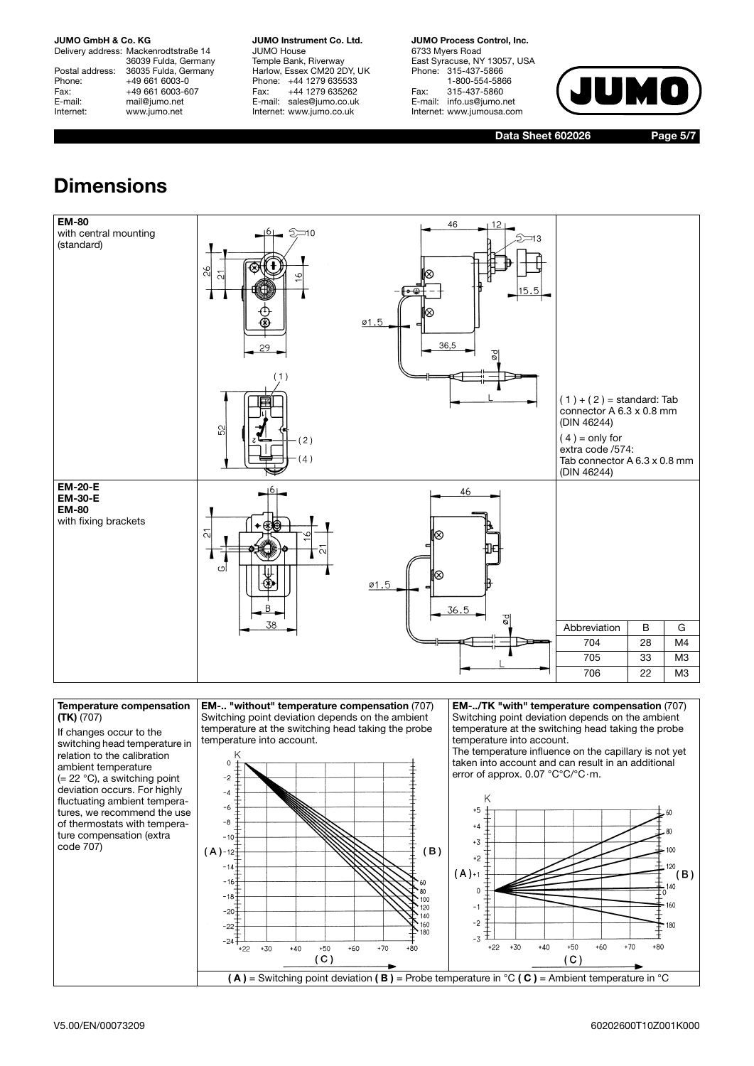# Dimensions

| | | |
|---|---|---|
| **EM-80** with central mounting (standard) | | ( 1 ) + ( 2 ) = standard: Tab connector A 6.3 x 0.8 mm (DIN 46244)<br>( 4 ) = only for extra code /574: Tab connector A 6.3 x 0.8 mm (DIN 46244) |
| **EM-20-E** **EM-30-E** **EM-80** with fixing brackets | | |

| Abbreviation | B | G |
|---|---|---|
| 704 | 28 | M4 |
| 705 | 33 | M3 |
| 706 | 22 | M3 |

**Temperature compensation (TK)** (707)

If changes occur to the switching head temperature in relation to the calibration ambient temperature (= 22 °C), a switching point deviation occurs. For highly fluctuating ambient temperatures, we recommend the use of thermostats with temperature compensation (extra code 707)

**EM-.. "without" temperature compensation** (707)
Switching point deviation depends on the ambient temperature at the switching head taking the probe temperature into account.

**EM-../TK "with" temperature compensation** (707)
Switching point deviation depends on the ambient temperature at the switching head taking the probe temperature into account.
The temperature influence on the capillary is not yet taken into account and can result in an additional error of approx. 0.07 °C°C/°C·m.

**( A )** = Switching point deviation **( B )** = Probe temperature in °C **( C )** = Ambient temperature in °C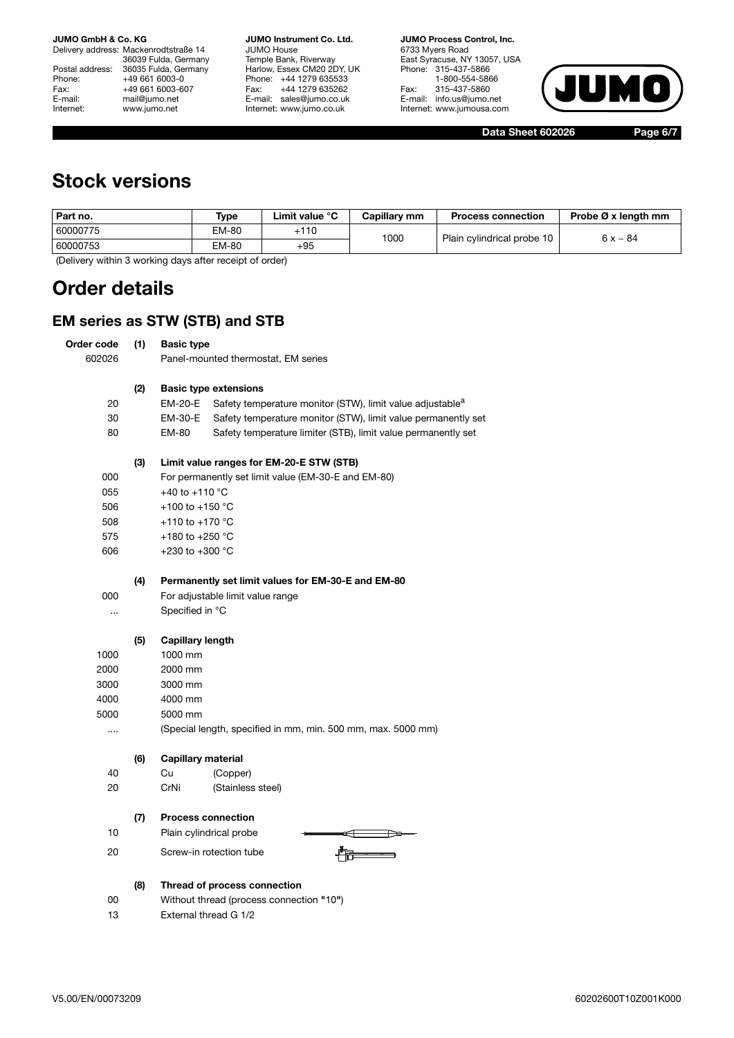# Stock versions

| Part no. | Type | Limit value °C | Capillary mm | Process connection | Probe Ø x length mm |
|---|---|---|---|---|---|
| 60000775 | EM-80 | +110 | 1000 | Plain cylindrical probe 10 | 6 x ~ 84 |
| 60000753 | EM-80 | +95 | | | |

(Delivery within 3 working days after receipt of order)

# Order details

## EM series as STW (STB) and STB

| Order code | | |
|---|---|---|
| | **(1)** | **Basic type** |
| 602026 | | Panel-mounted thermostat, EM series |
| | **(2)** | **Basic type extensions** |
| 20 | | EM-20-E Safety temperature monitor (STW), limit value adjustable[a] |
| 30 | | EM-30-E Safety temperature monitor (STW), limit value permanently set |
| 80 | | EM-80 Safety temperature limiter (STB), limit value permanently set |
| | **(3)** | **Limit value ranges for EM-20-E STW (STB)** |
| 000 | | For permanently set limit value (EM-30-E and EM-80) |
| 055 | | +40 to +110 °C |
| 506 | | +100 to +150 °C |
| 508 | | +110 to +170 °C |
| 575 | | +180 to +250 °C |
| 606 | | +230 to +300 °C |
| | **(4)** | **Permanently set limit values for EM-30-E and EM-80** |
| 000 | | For adjustable limit value range |
| ... | | Specified in °C |
| | **(5)** | **Capillary length** |
| 1000 | | 1000 mm |
| 2000 | | 2000 mm |
| 3000 | | 3000 mm |
| 4000 | | 4000 mm |
| 5000 | | 5000 mm |
| .... | | (Special length, specified in mm, min. 500 mm, max. 5000 mm) |
| | **(6)** | **Capillary material** |
| 40 | | Cu (Copper) |
| 20 | | CrNi (Stainless steel) |
| | **(7)** | **Process connection** |
| 10 | | Plain cylindrical probe |
| 20 | | Screw-in rotection tube |
| | **(8)** | **Thread of process connection** |
| 00 | | Without thread (process connection "10") |
| 13 | | External thread G 1/2 |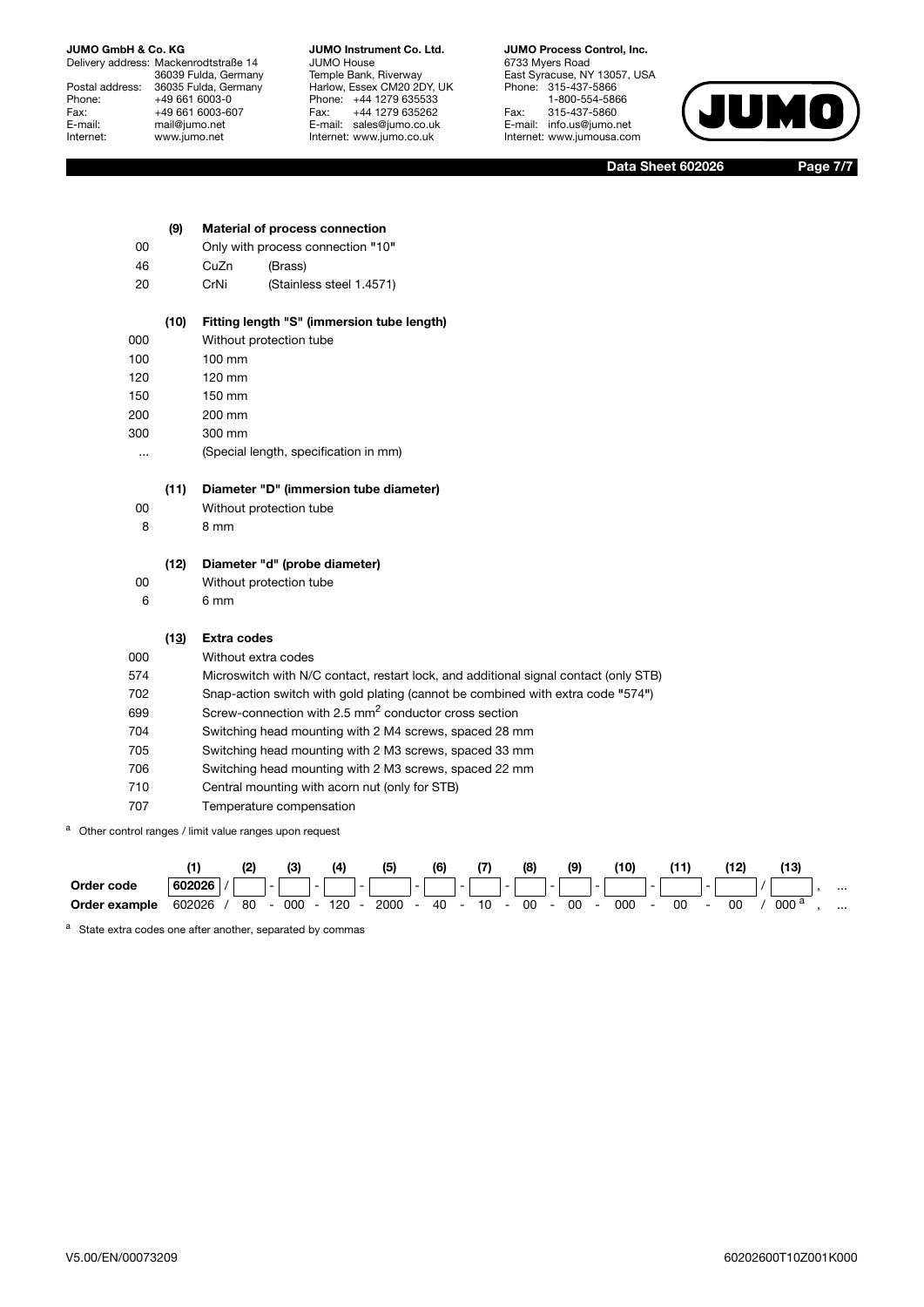| | (9) | Material of process connection | |
|---|---|---|---|
| 00 | | Only with process connection "10" | |
| 46 | | CuZn | (Brass) |
| 20 | | CrNi | (Stainless steel 1.4571) |

| | (10) | Fitting length "S" (immersion tube length) |
|---|---|---|
| 000 | | Without protection tube |
| 100 | | 100 mm |
| 120 | | 120 mm |
| 150 | | 150 mm |
| 200 | | 200 mm |
| 300 | | 300 mm |
| ... | | (Special length, specification in mm) |

| | (11) | Diameter "D" (immersion tube diameter) |
|---|---|---|
| 00 | | Without protection tube |
| 8 | | 8 mm |

| | (12) | Diameter "d" (probe diameter) |
|---|---|---|
| 00 | | Without protection tube |
| 6 | | 6 mm |

| | (13) | Extra codes |
|---|---|---|
| 000 | | Without extra codes |
| 574 | | Microswitch with N/C contact, restart lock, and additional signal contact (only STB) |
| 702 | | Snap-action switch with gold plating (cannot be combined with extra code "574") |
| 699 | | Screw-connection with 2.5 $mm^2$ conductor cross section |
| 704 | | Switching head mounting with 2 M4 screws, spaced 28 mm |
| 705 | | Switching head mounting with 2 M3 screws, spaced 33 mm |
| 706 | | Switching head mounting with 2 M3 screws, spaced 22 mm |
| 710 | | Central mounting with acorn nut (only for STB) |
| 707 | | Temperature compensation |

[a] Other control ranges / limit value ranges upon request

| | (1) | | (2) | | (3) | | (4) | | (5) | | (6) | | (7) | | (8) | | (9) | | (10) | | (11) | | (12) | | (13) | | |
|---|---|---|---|---|---|---|---|---|---|---|---|---|---|---|---|---|---|---|---|---|---|---|---|---|---|---|---|
| **Order code** | **602026** | / | | - | | - | | - | | - | | - | | - | | - | | - | | - | | - | | / | | , | ... |
| **Order example** | 602026 | / | 80 | - | 000 | - | 120 | - | 2000 | - | 40 | - | 10 | - | 00 | - | 00 | - | 000 | - | 00 | - | 00 | / | 000 [a] | , | ... |

[a] State extra codes one after another, separated by commas

V5.00/EN/00073209

60202600T10Z001K000